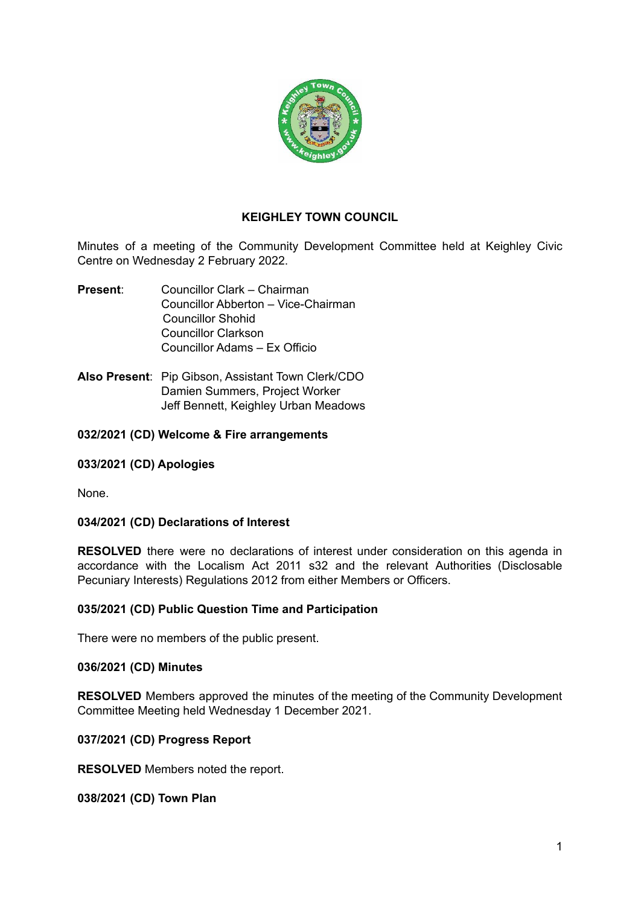**KEIGHLEY TOWN COUNCIL**

Minutes of a meeting of the Community Development Committee held at Keighley Civic Centre on Wednesday 2 February 2022.

**Present**: Councillor Clark – Chairman
Councillor Abberton – Vice-Chairman
Councillor Shohid
Councillor Clarkson
Councillor Adams – Ex Officio

**Also Present**: Pip Gibson, Assistant Town Clerk/CDO
Damien Summers, Project Worker
Jeff Bennett, Keighley Urban Meadows

**032/2021 (CD) Welcome & Fire arrangements**

**033/2021 (CD) Apologies**

None.

**034/2021 (CD) Declarations of Interest**

**RESOLVED** there were no declarations of interest under consideration on this agenda in accordance with the Localism Act 2011 s32 and the relevant Authorities (Disclosable Pecuniary Interests) Regulations 2012 from either Members or Officers.

**035/2021 (CD) Public Question Time and Participation**

There were no members of the public present.

**036/2021 (CD) Minutes**

**RESOLVED** Members approved the minutes of the meeting of the Community Development Committee Meeting held Wednesday 1 December 2021.

**037/2021 (CD) Progress Report**

**RESOLVED** Members noted the report.

**038/2021 (CD) Town Plan**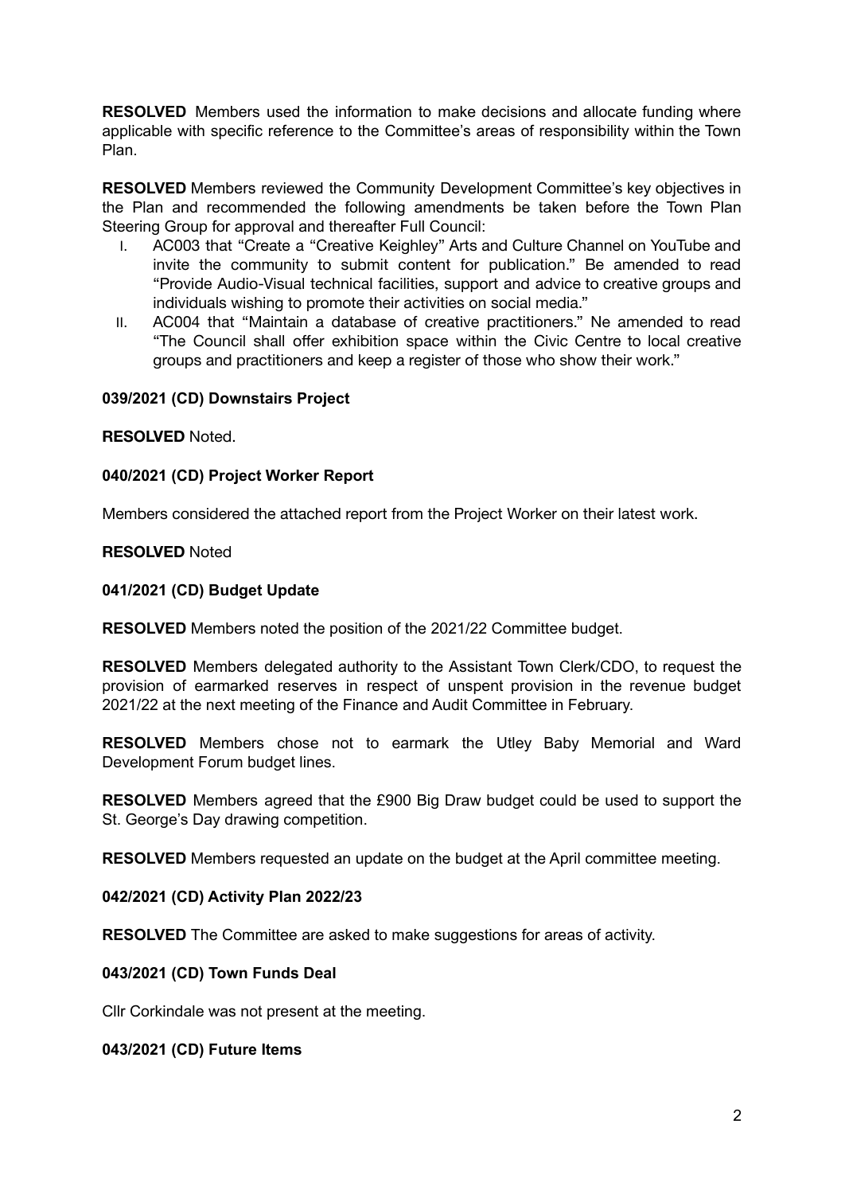**RESOLVED** Members used the information to make decisions and allocate funding where applicable with specific reference to the Committee's areas of responsibility within the Town Plan.

**RESOLVED** Members reviewed the Community Development Committee's key objectives in the Plan and recommended the following amendments be taken before the Town Plan Steering Group for approval and thereafter Full Council:

I. AC003 that "Create a "Creative Keighley" Arts and Culture Channel on YouTube and invite the community to submit content for publication." Be amended to read "Provide Audio-Visual technical facilities, support and advice to creative groups and individuals wishing to promote their activities on social media."
II. AC004 that "Maintain a database of creative practitioners." Ne amended to read "The Council shall offer exhibition space within the Civic Centre to local creative groups and practitioners and keep a register of those who show their work."

**039/2021 (CD) Downstairs Project**

**RESOLVED** Noted.

**040/2021 (CD) Project Worker Report**

Members considered the attached report from the Project Worker on their latest work.

**RESOLVED** Noted

**041/2021 (CD) Budget Update**

**RESOLVED** Members noted the position of the 2021/22 Committee budget.

**RESOLVED** Members delegated authority to the Assistant Town Clerk/CDO, to request the provision of earmarked reserves in respect of unspent provision in the revenue budget 2021/22 at the next meeting of the Finance and Audit Committee in February.

**RESOLVED** Members chose not to earmark the Utley Baby Memorial and Ward Development Forum budget lines.

**RESOLVED** Members agreed that the £900 Big Draw budget could be used to support the St. George's Day drawing competition.

**RESOLVED** Members requested an update on the budget at the April committee meeting.

**042/2021 (CD) Activity Plan 2022/23**

**RESOLVED** The Committee are asked to make suggestions for areas of activity.

**043/2021 (CD) Town Funds Deal**

Cllr Corkindale was not present at the meeting.

**043/2021 (CD) Future Items**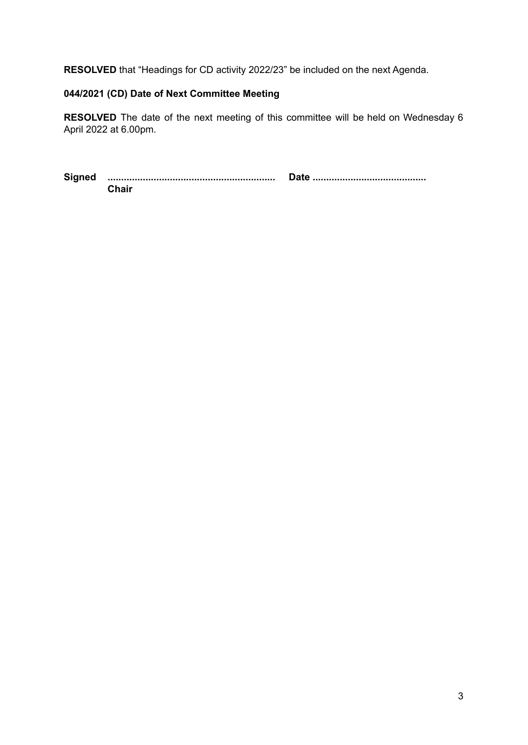**RESOLVED** that "Headings for CD activity 2022/23" be included on the next Agenda.

**044/2021 (CD) Date of Next Committee Meeting**

**RESOLVED** The date of the next meeting of this committee will be held on Wednesday 6 April 2022 at 6.00pm.

**Signed ............................................................. Date .........................................**
**Chair**